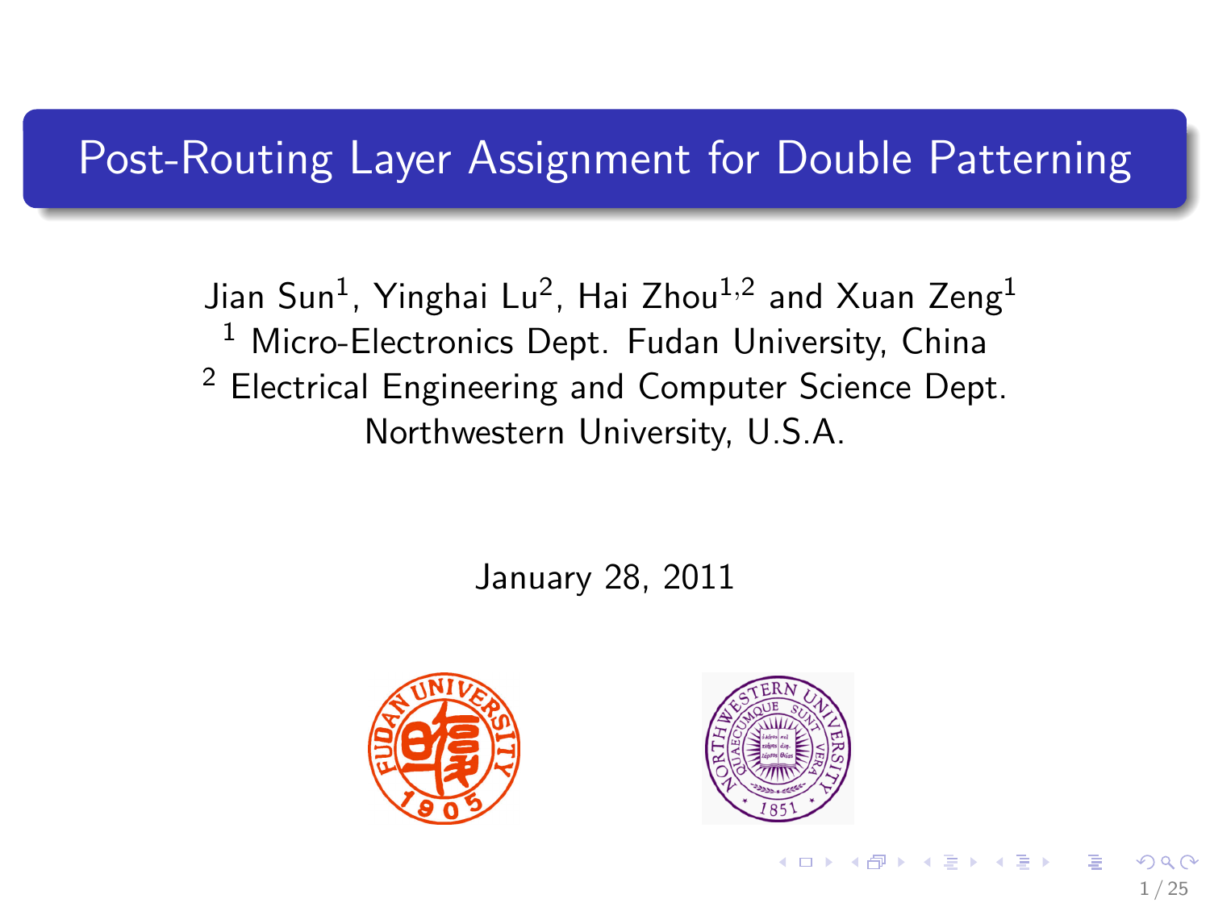# Post-Routing Layer Assignment for Double Patterning

Jian Sun[1], Yinghai Lu[2], Hai Zhou[1,2] and Xuan Zeng[1]

[1] Micro-Electronics Dept. Fudan University, China

[2] Electrical Engineering and Computer Science Dept. Northwestern University, U.S.A.

January 28, 2011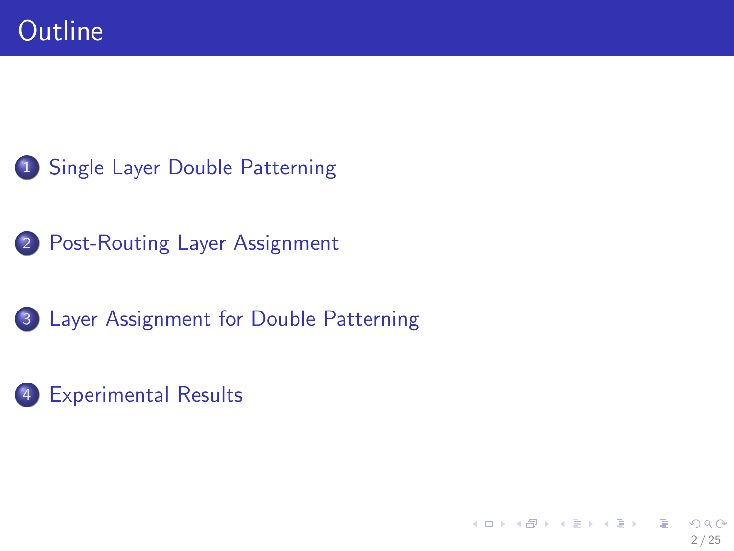# Outline

1. Single Layer Double Patterning
2. Post-Routing Layer Assignment
3. Layer Assignment for Double Patterning
4. Experimental Results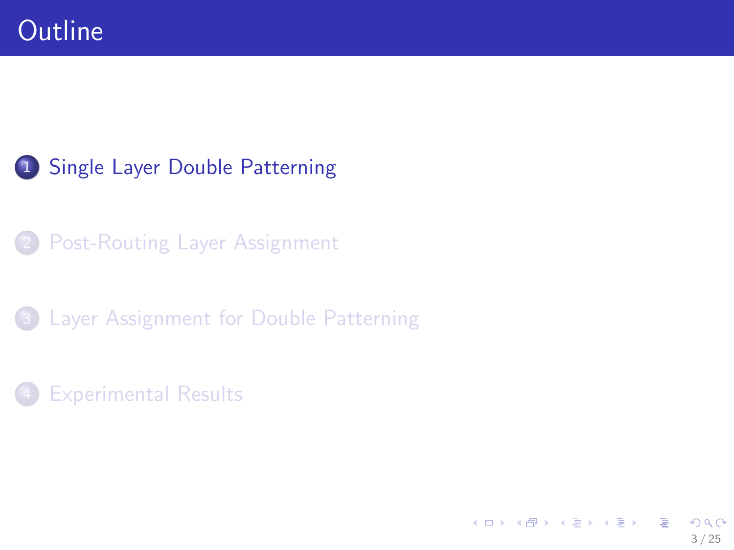# Outline

1. Single Layer Double Patterning
2. Post-Routing Layer Assignment
3. Layer Assignment for Double Patterning
4. Experimental Results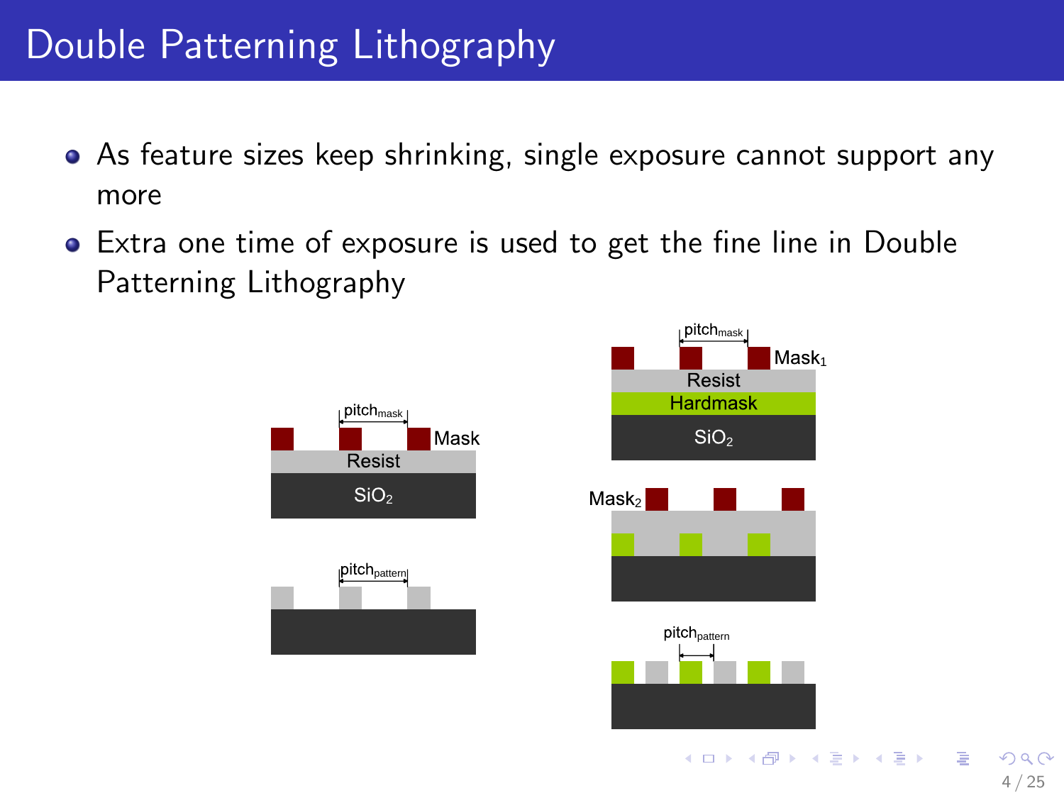# Double Patterning Lithography

- As feature sizes keep shrinking, single exposure cannot support any more
- Extra one time of exposure is used to get the fine line in Double Patterning Lithography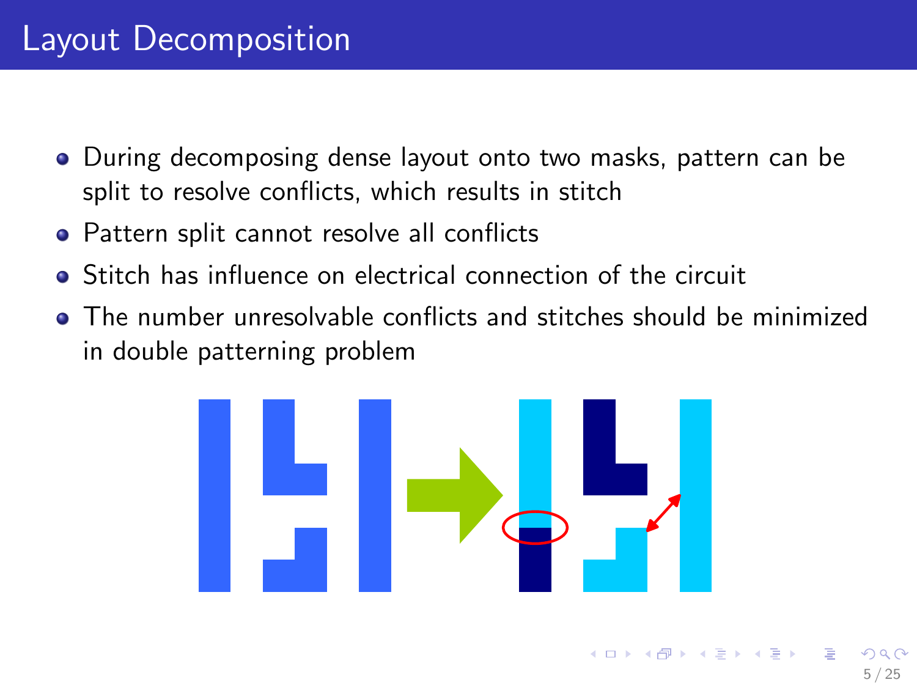# Layout Decomposition

- During decomposing dense layout onto two masks, pattern can be split to resolve conflicts, which results in stitch
- Pattern split cannot resolve all conflicts
- Stitch has influence on electrical connection of the circuit
- The number unresolvable conflicts and stitches should be minimized in double patterning problem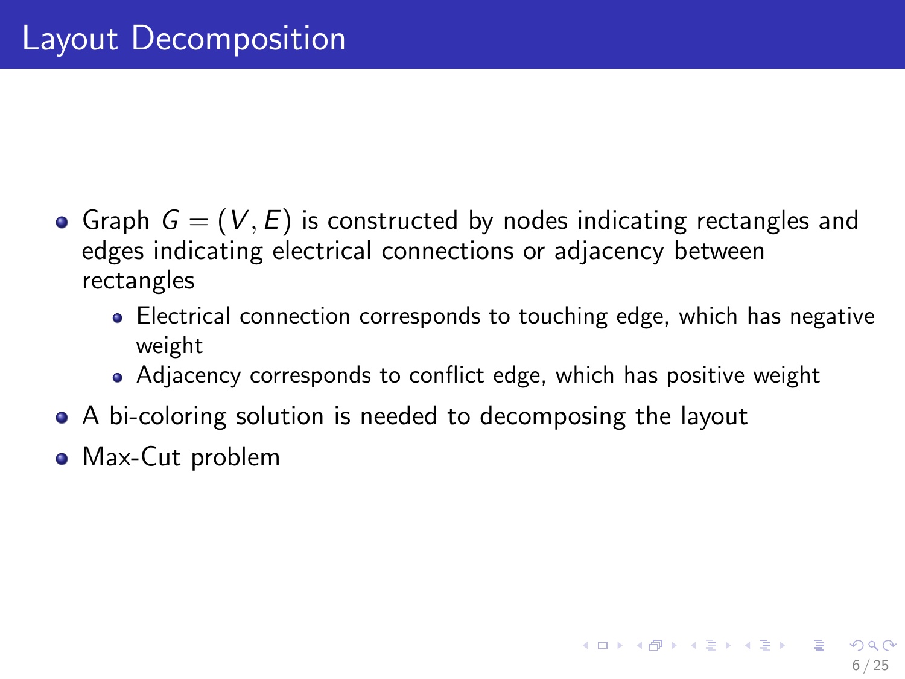# Layout Decomposition

- Graph $G = (V, E)$ is constructed by nodes indicating rectangles and edges indicating electrical connections or adjacency between rectangles
  - Electrical connection corresponds to touching edge, which has negative weight
  - Adjacency corresponds to conflict edge, which has positive weight
- A bi-coloring solution is needed to decomposing the layout
- Max-Cut problem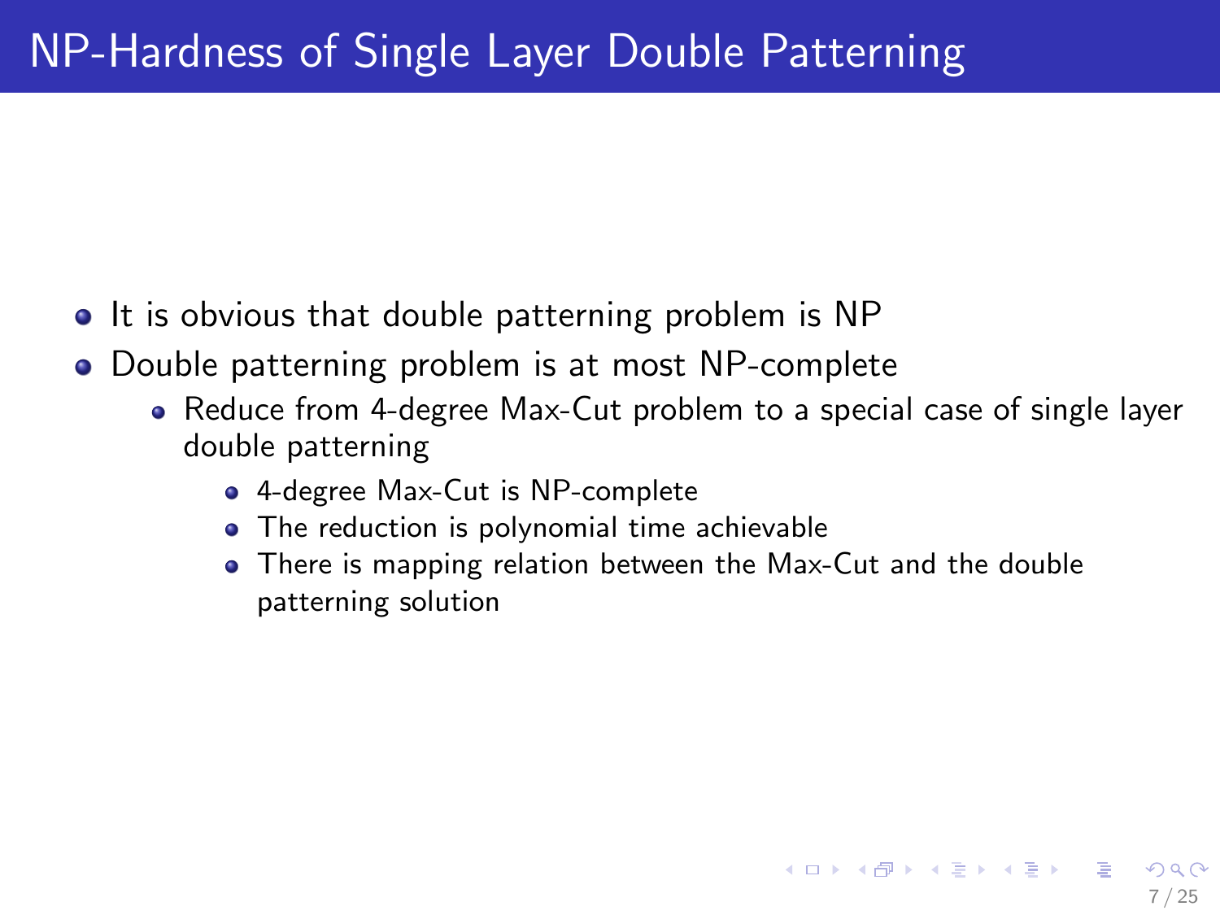# NP-Hardness of Single Layer Double Patterning

- It is obvious that double patterning problem is NP
- Double patterning problem is at most NP-complete
  - Reduce from 4-degree Max-Cut problem to a special case of single layer double patterning
    - 4-degree Max-Cut is NP-complete
    - The reduction is polynomial time achievable
    - There is mapping relation between the Max-Cut and the double patterning solution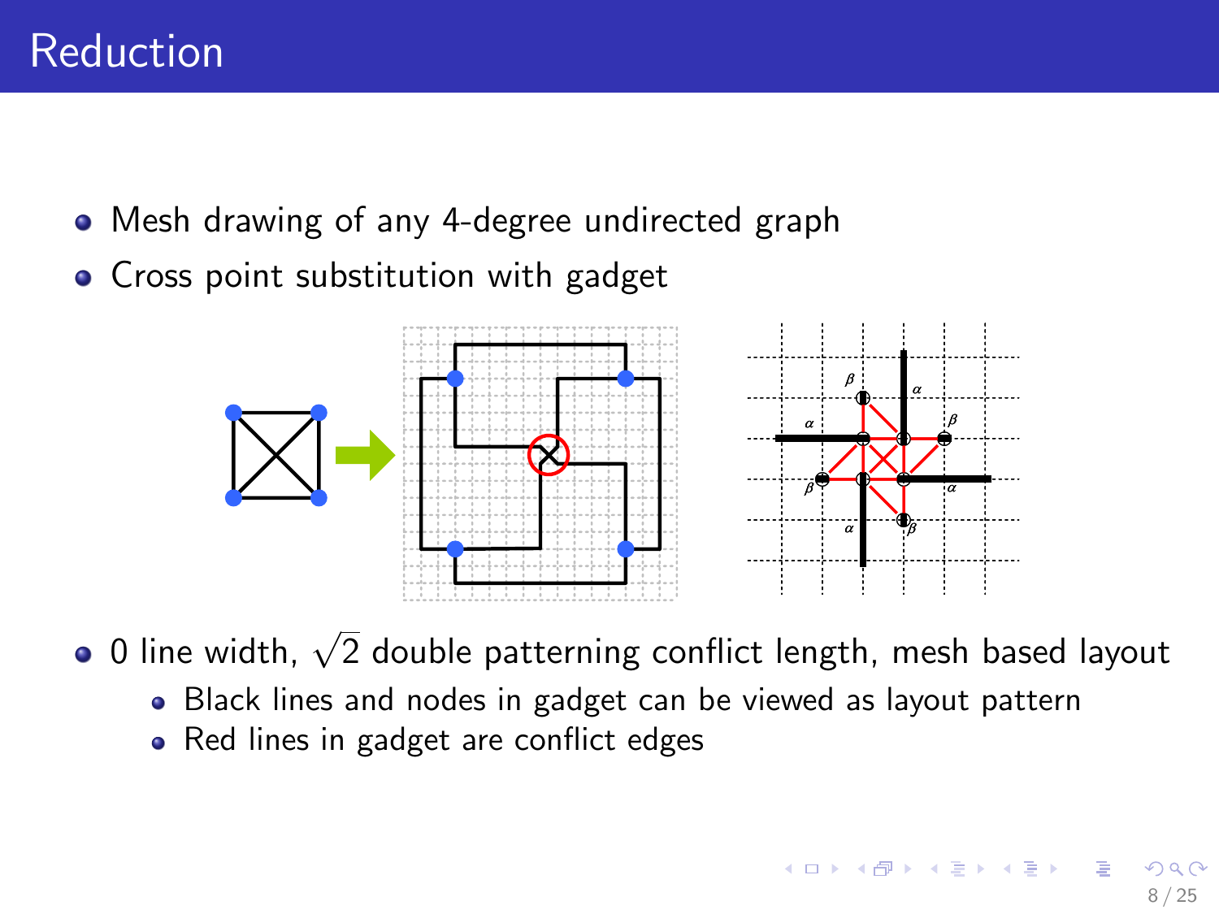# Reduction

- Mesh drawing of any 4-degree undirected graph
- Cross point substitution with gadget

- 0 line width, $\sqrt{2}$ double patterning conflict length, mesh based layout
  - Black lines and nodes in gadget can be viewed as layout pattern
  - Red lines in gadget are conflict edges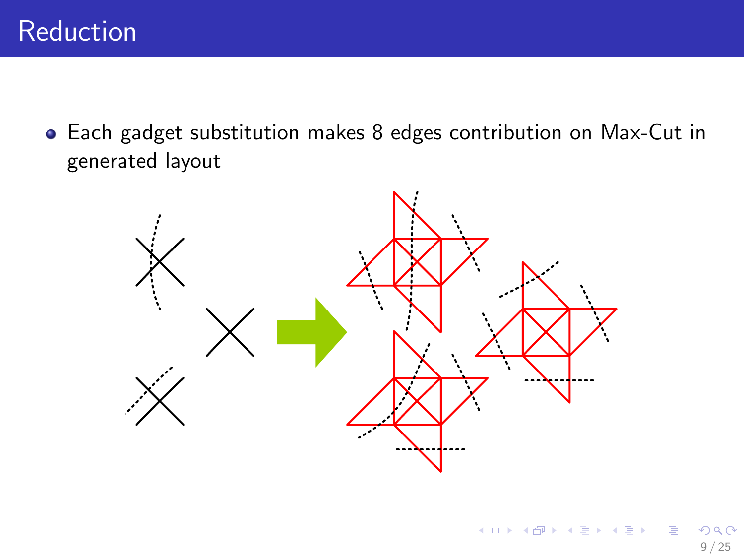# Reduction

- Each gadget substitution makes 8 edges contribution on Max-Cut in generated layout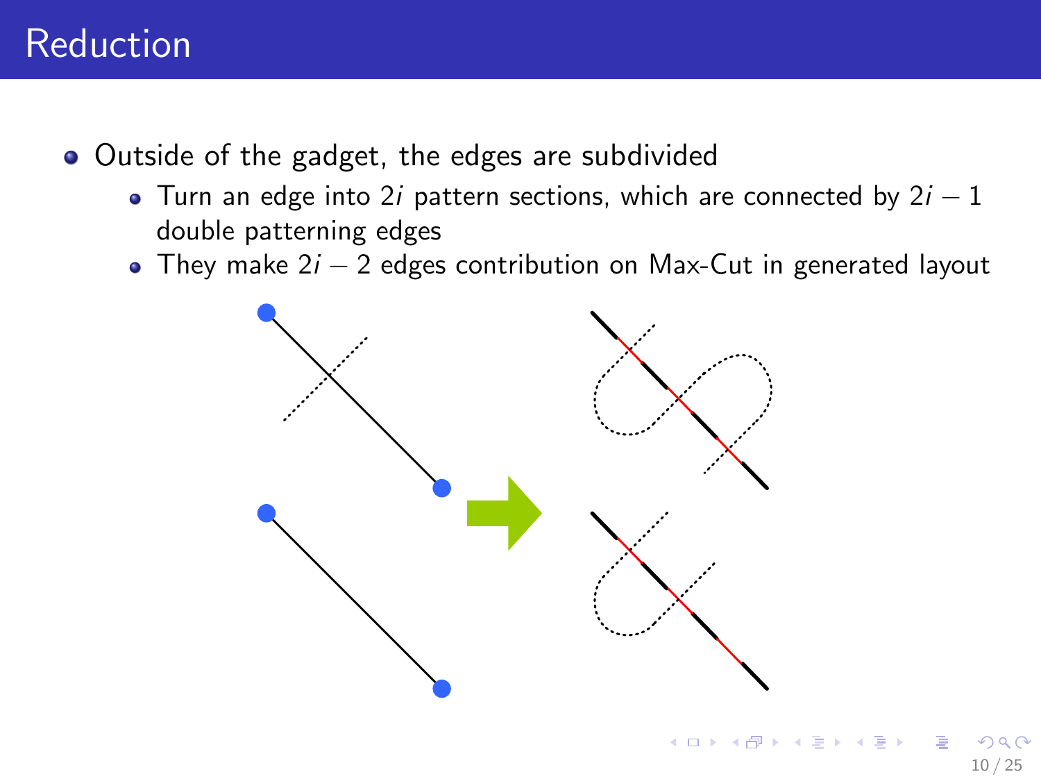# Reduction

- Outside of the gadget, the edges are subdivided
  - Turn an edge into $2i$ pattern sections, which are connected by $2i - 1$ double patterning edges
  - They make $2i - 2$ edges contribution on Max-Cut in generated layout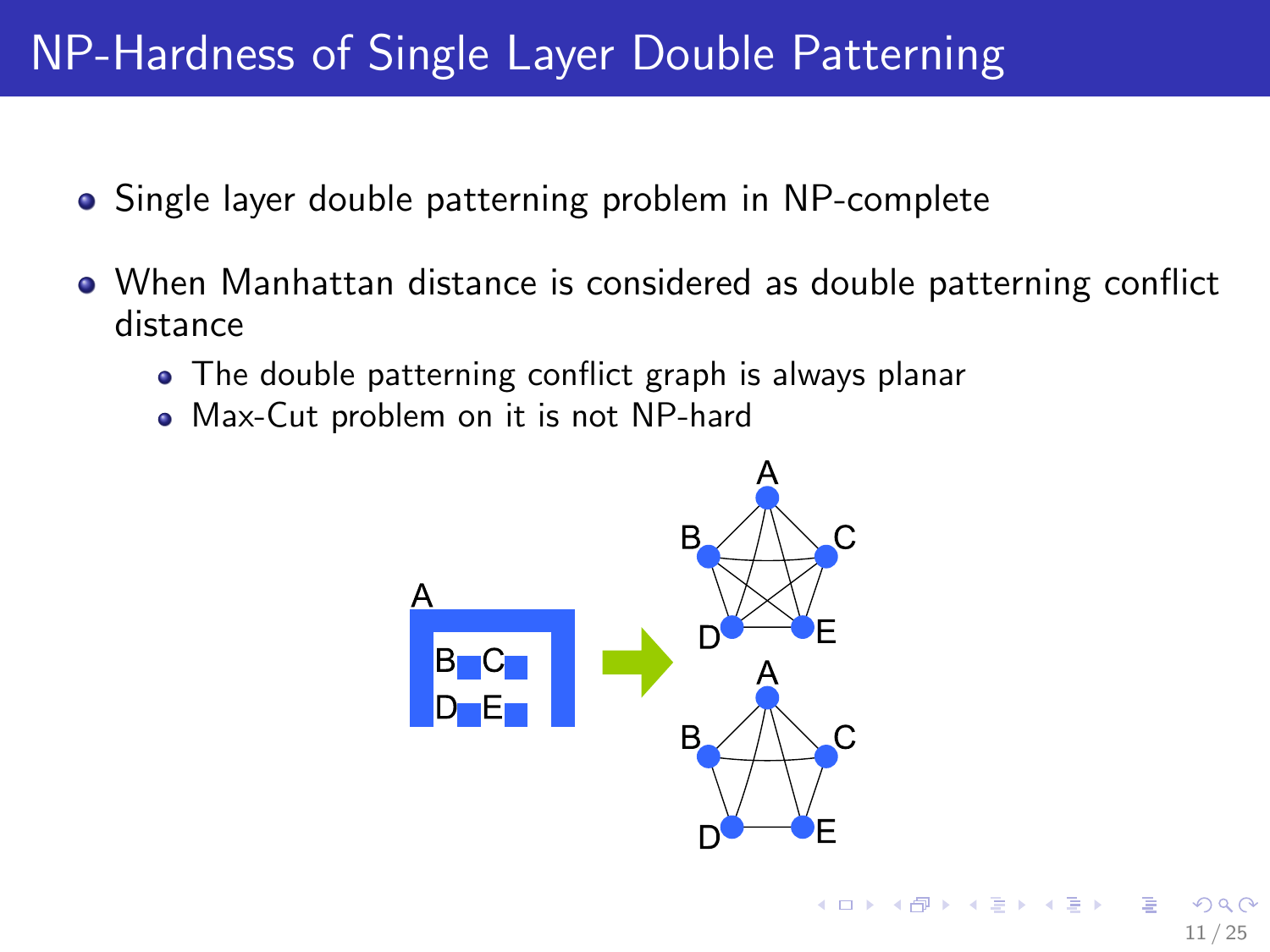# NP-Hardness of Single Layer Double Patterning

- Single layer double patterning problem in NP-complete
- When Manhattan distance is considered as double patterning conflict distance
  - The double patterning conflict graph is always planar
  - Max-Cut problem on it is not NP-hard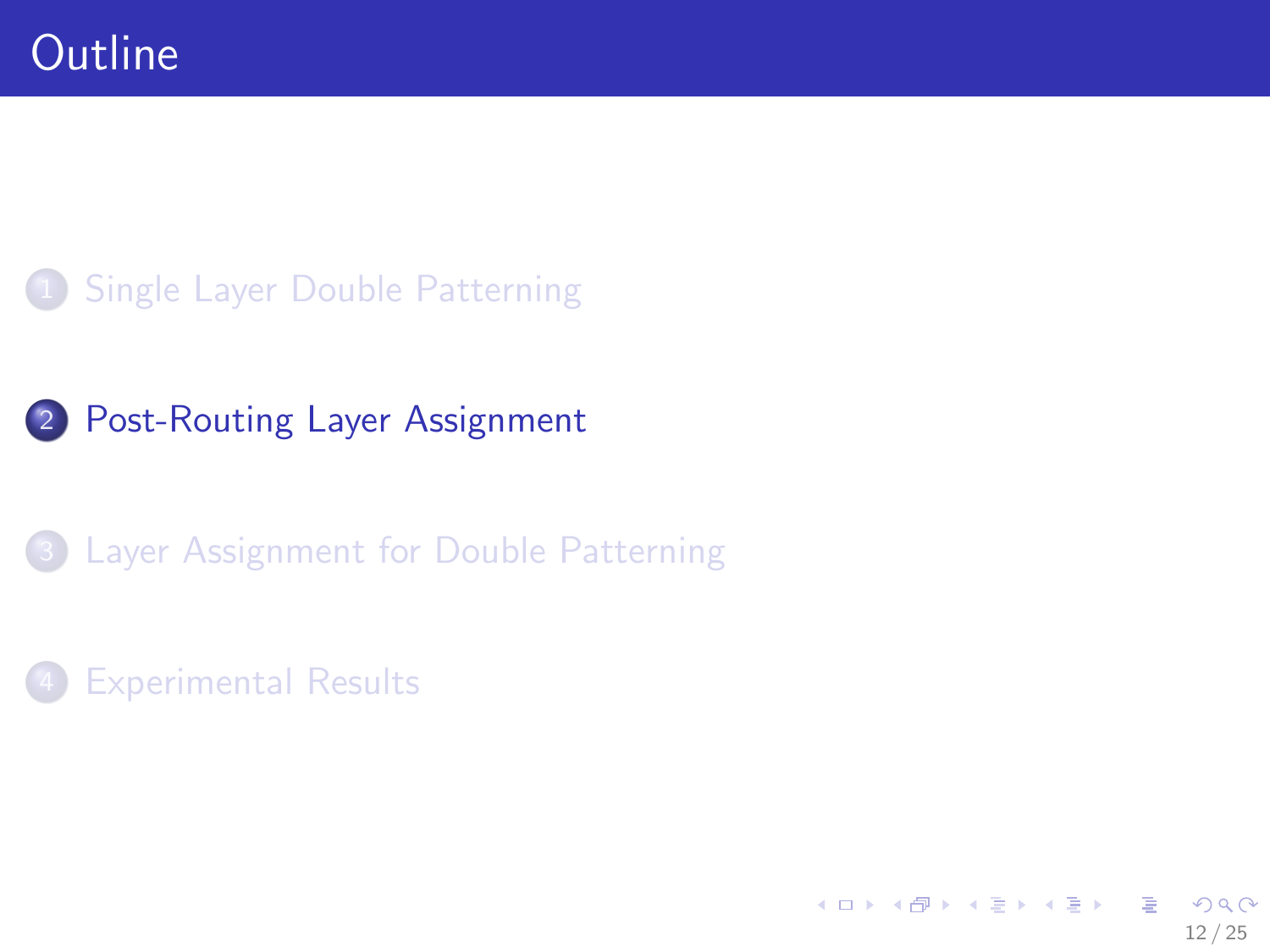# Outline

1. Single Layer Double Patterning
2. Post-Routing Layer Assignment
3. Layer Assignment for Double Patterning
4. Experimental Results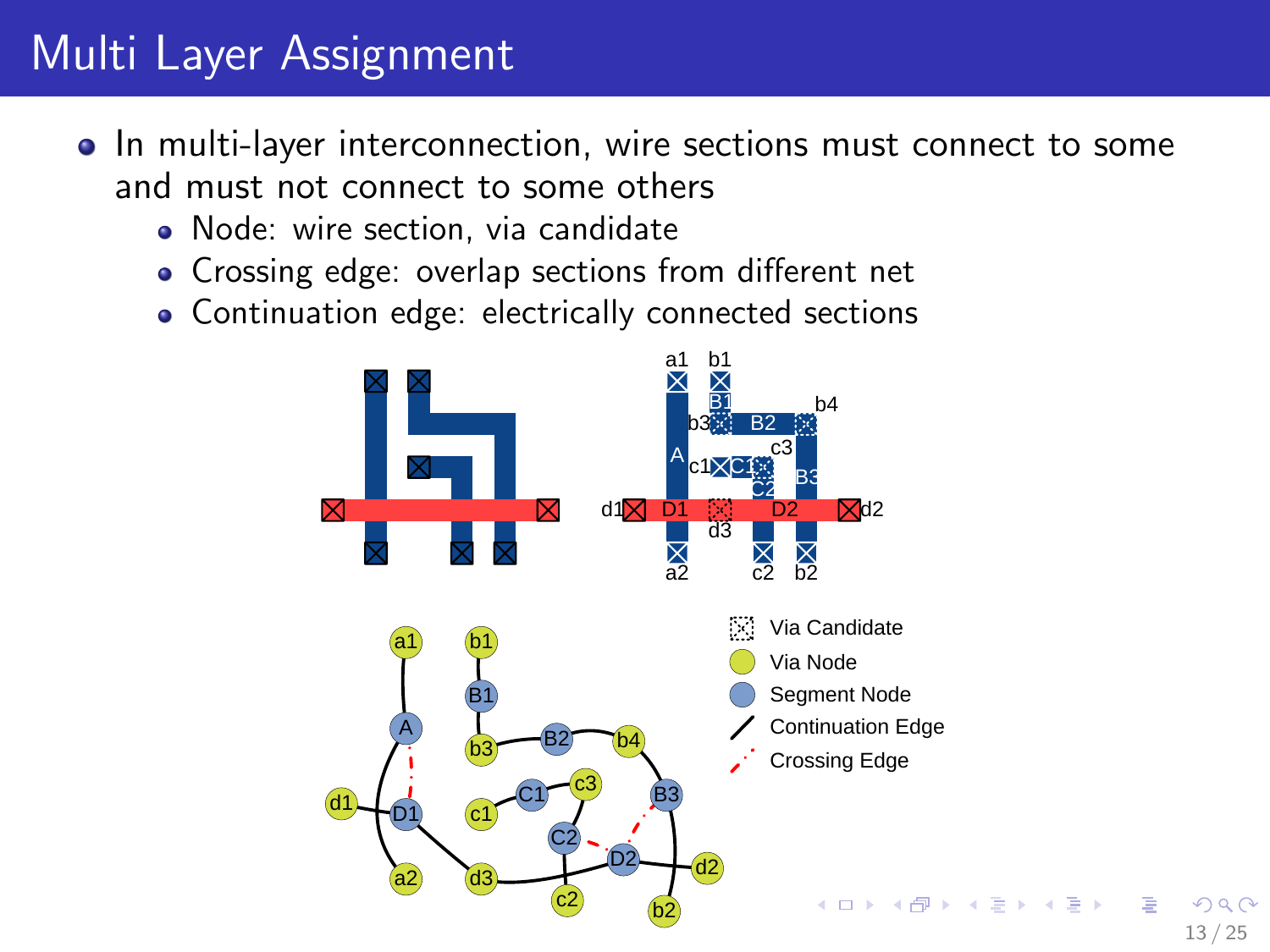# Multi Layer Assignment

- In multi-layer interconnection, wire sections must connect to some and must not connect to some others
  - Node: wire section, via candidate
  - Crossing edge: overlap sections from different net
  - Continuation edge: electrically connected sections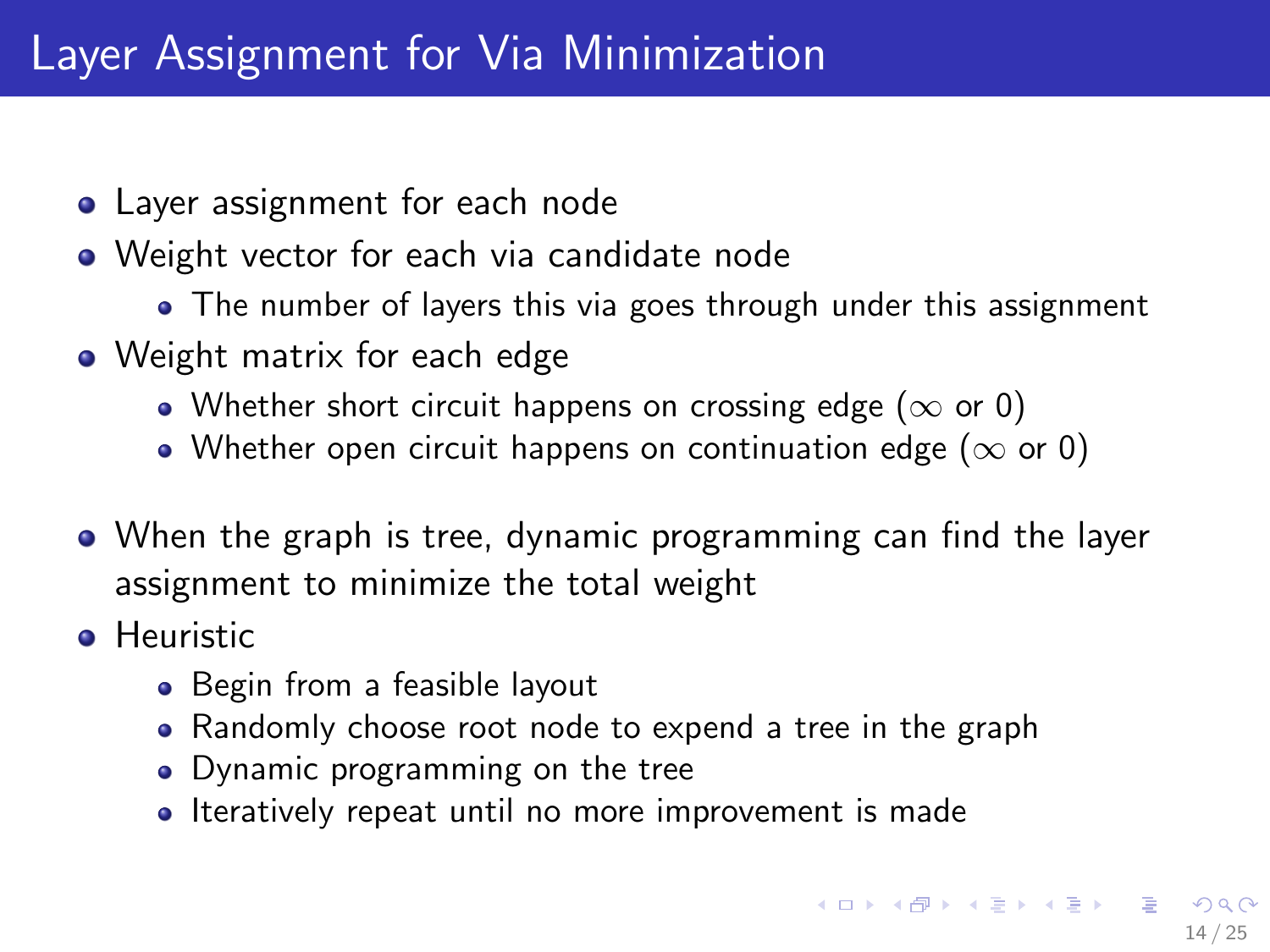# Layer Assignment for Via Minimization

- Layer assignment for each node
- Weight vector for each via candidate node
  - The number of layers this via goes through under this assignment
- Weight matrix for each edge
  - Whether short circuit happens on crossing edge ($\infty$ or 0)
  - Whether open circuit happens on continuation edge ($\infty$ or 0)

- When the graph is tree, dynamic programming can find the layer assignment to minimize the total weight
- Heuristic
  - Begin from a feasible layout
  - Randomly choose root node to expend a tree in the graph
  - Dynamic programming on the tree
  - Iteratively repeat until no more improvement is made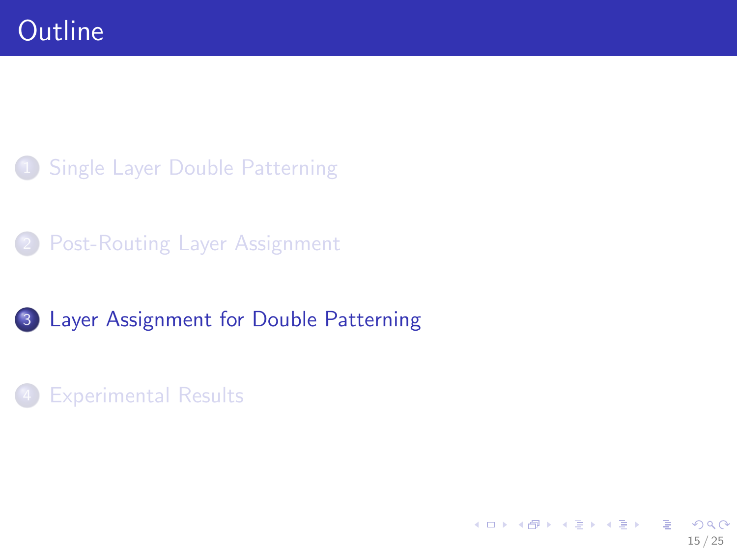# Outline

1. Single Layer Double Patterning
2. Post-Routing Layer Assignment
3. Layer Assignment for Double Patterning
4. Experimental Results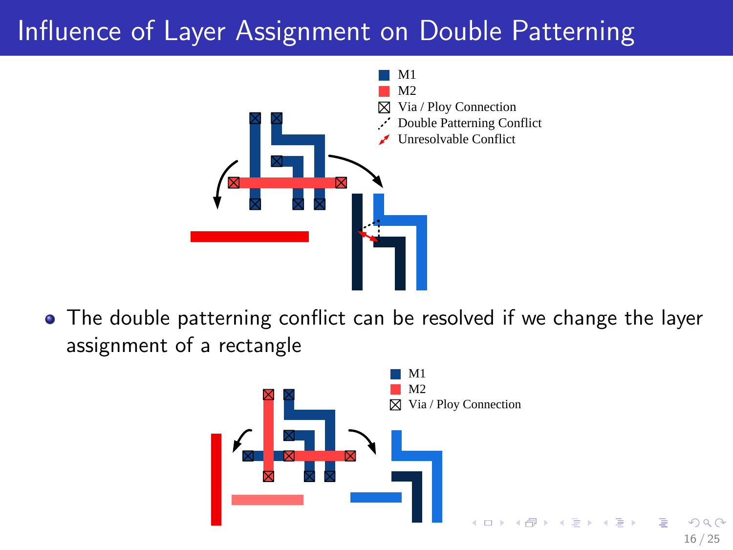# Influence of Layer Assignment on Double Patterning

M1
M2
Via / Ploy Connection
Double Patterning Conflict
Unresolvable Conflict

- The double patterning conflict can be resolved if we change the layer assignment of a rectangle

M1
M2
Via / Ploy Connection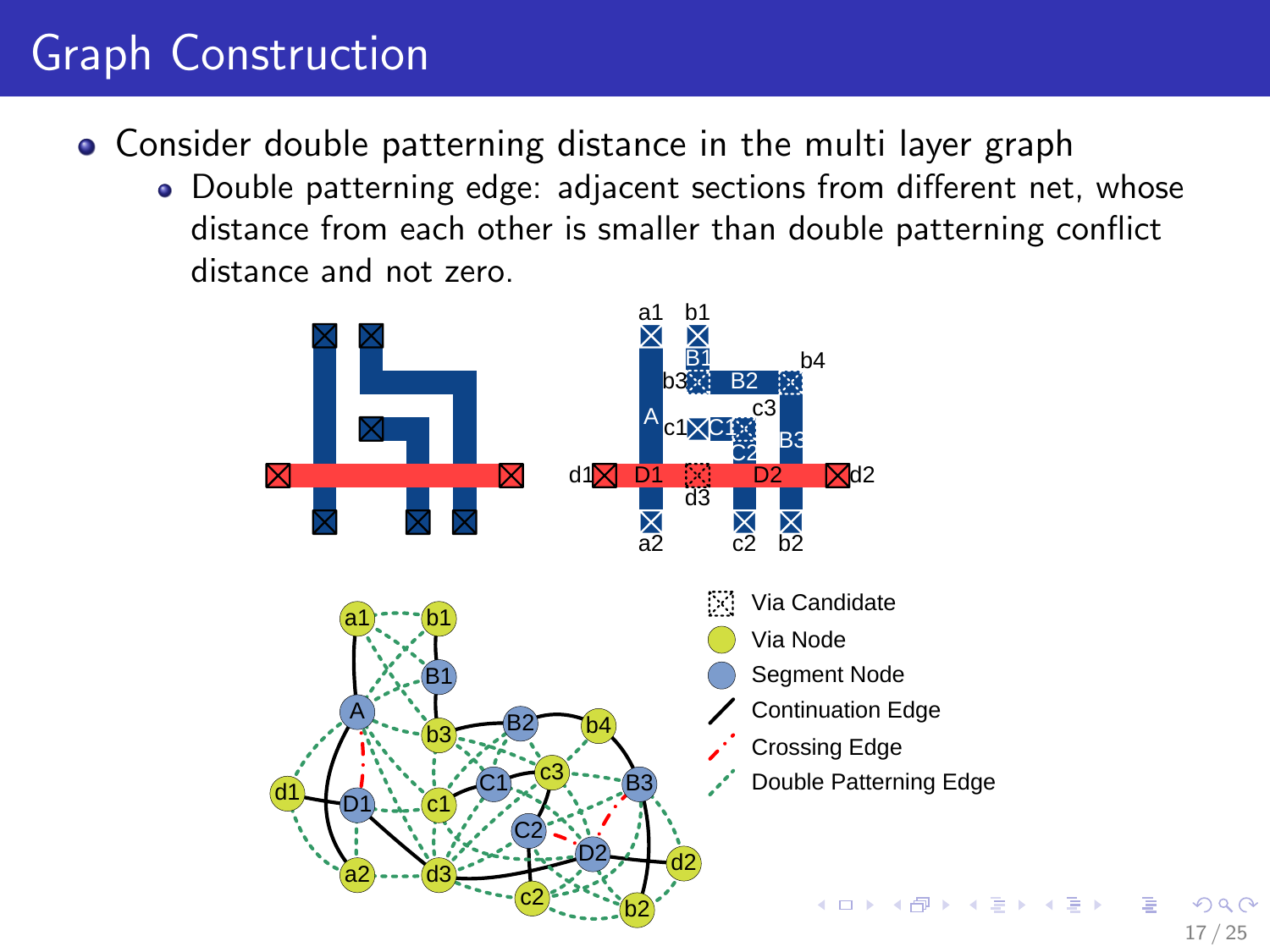# Graph Construction

- Consider double patterning distance in the multi layer graph
  - Double patterning edge: adjacent sections from different net, whose distance from each other is smaller than double patterning conflict distance and not zero.

- Via Candidate
- Via Node
- Segment Node
- Continuation Edge
- Crossing Edge
- Double Patterning Edge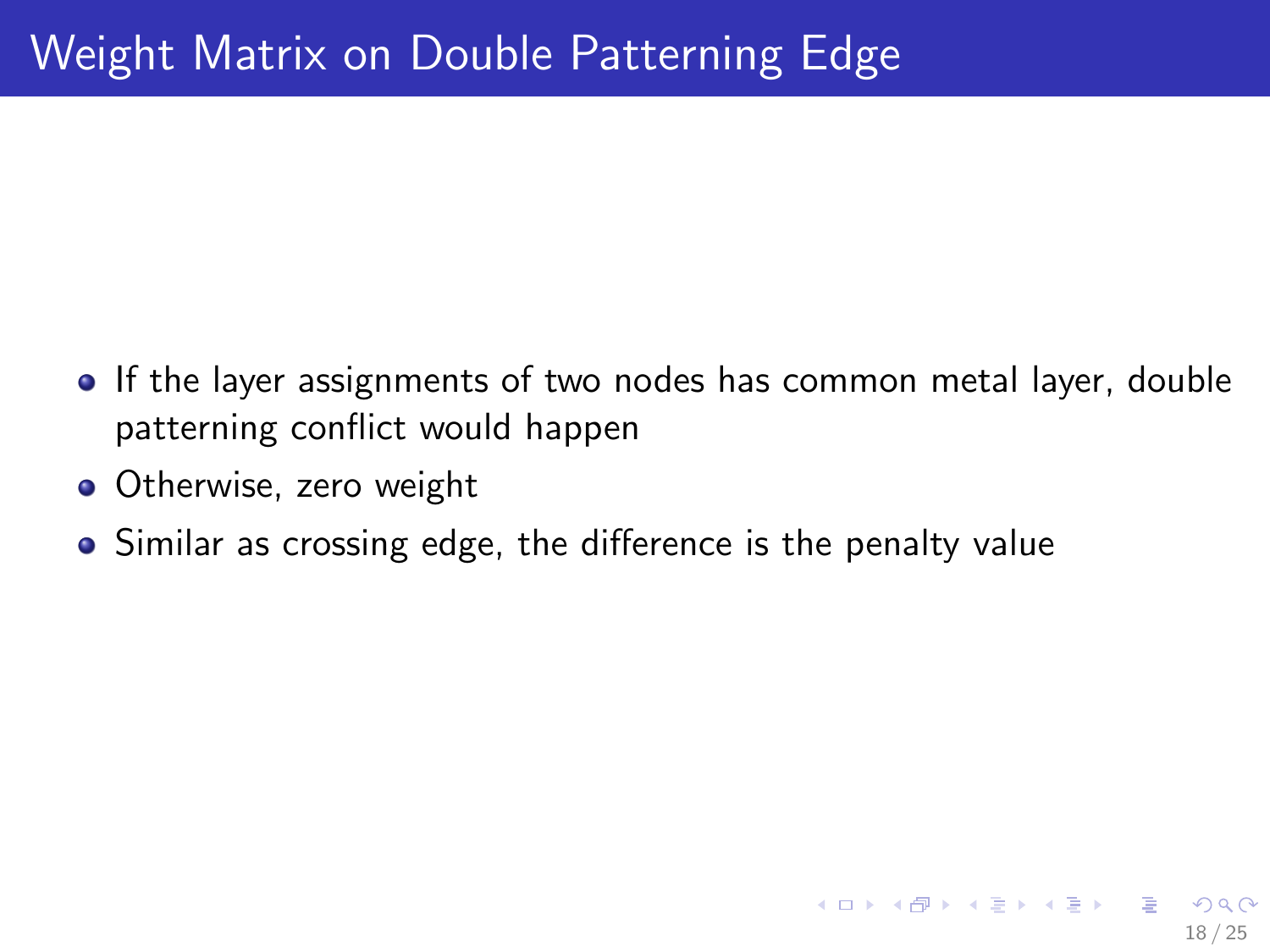# Weight Matrix on Double Patterning Edge

- If the layer assignments of two nodes has common metal layer, double patterning conflict would happen
- Otherwise, zero weight
- Similar as crossing edge, the difference is the penalty value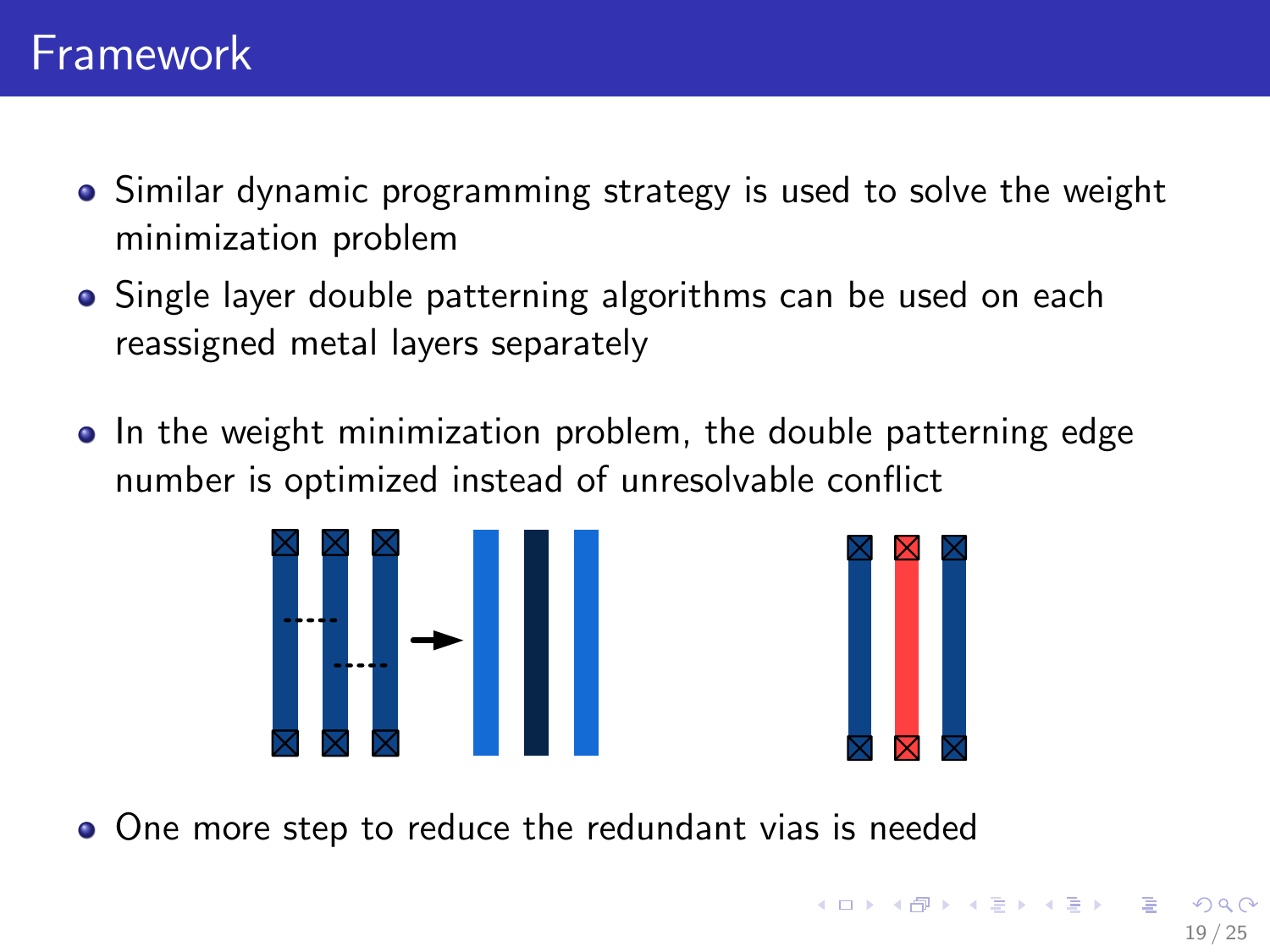# Framework

- Similar dynamic programming strategy is used to solve the weight minimization problem
- Single layer double patterning algorithms can be used on each reassigned metal layers separately
- In the weight minimization problem, the double patterning edge number is optimized instead of unresolvable conflict
- One more step to reduce the redundant vias is needed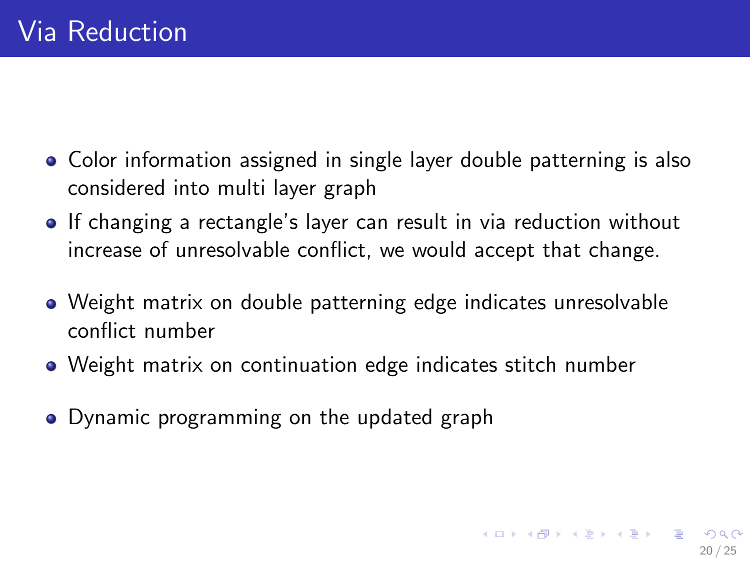# Via Reduction

- Color information assigned in single layer double patterning is also considered into multi layer graph
- If changing a rectangle's layer can result in via reduction without increase of unresolvable conflict, we would accept that change.
- Weight matrix on double patterning edge indicates unresolvable conflict number
- Weight matrix on continuation edge indicates stitch number
- Dynamic programming on the updated graph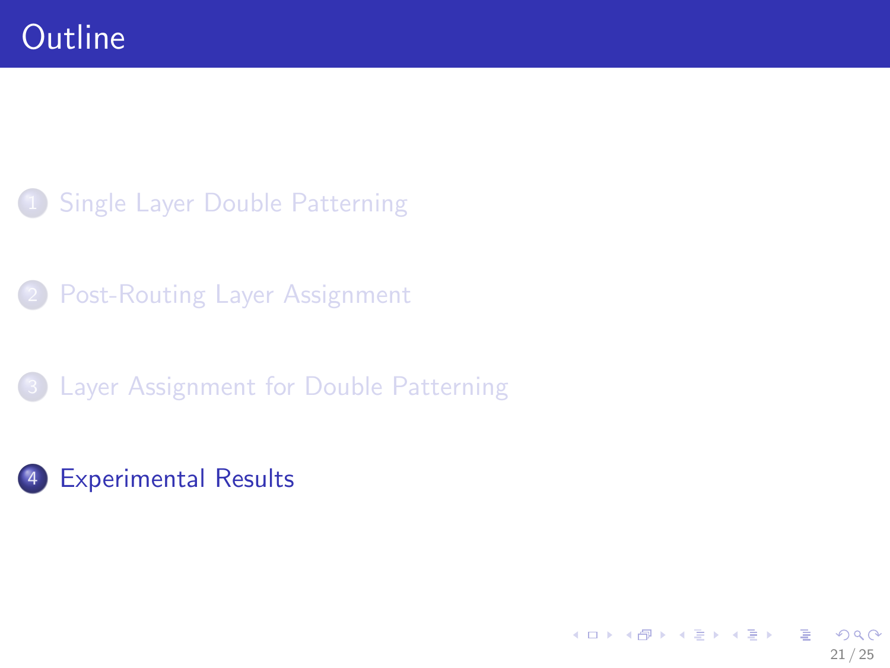# Outline

1. Single Layer Double Patterning
2. Post-Routing Layer Assignment
3. Layer Assignment for Double Patterning
4. Experimental Results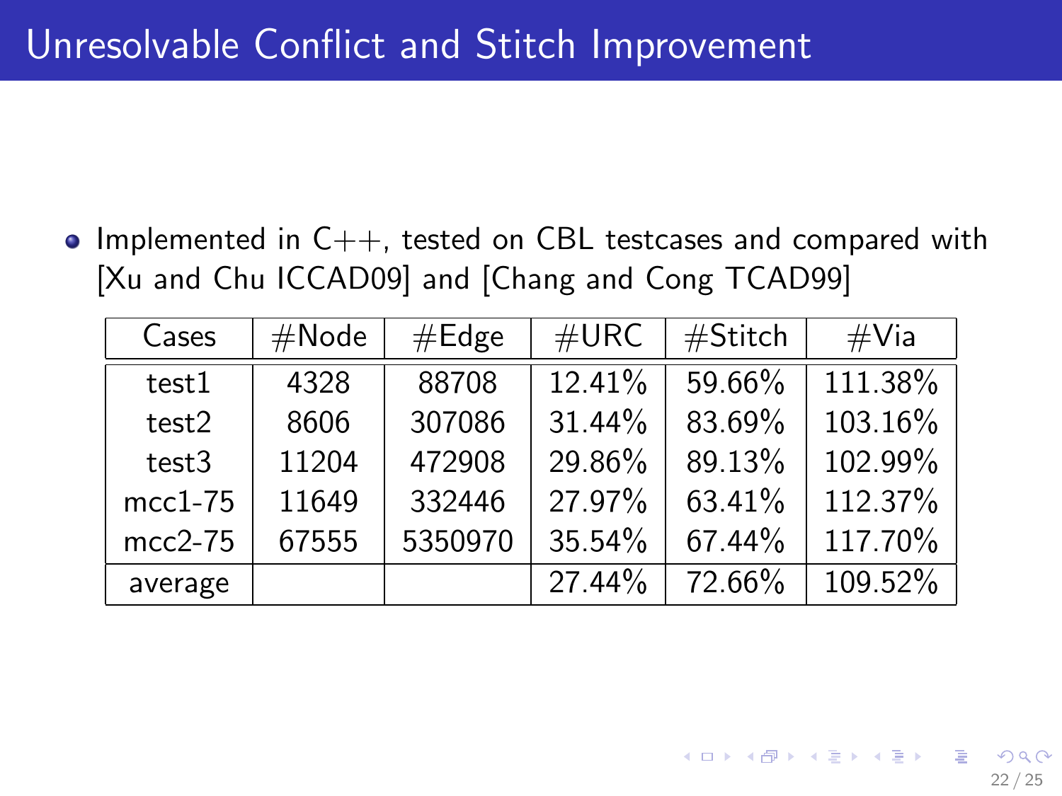# Unresolvable Conflict and Stitch Improvement

- Implemented in C++, tested on CBL testcases and compared with [Xu and Chu ICCAD09] and [Chang and Cong TCAD99]

| Cases | #Node | #Edge | #URC | #Stitch | #Via |
|---|---|---|---|---|---|
| test1 | 4328 | 88708 | 12.41% | 59.66% | 111.38% |
| test2 | 8606 | 307086 | 31.44% | 83.69% | 103.16% |
| test3 | 11204 | 472908 | 29.86% | 89.13% | 102.99% |
| mcc1-75 | 11649 | 332446 | 27.97% | 63.41% | 112.37% |
| mcc2-75 | 67555 | 5350970 | 35.54% | 67.44% | 117.70% |
| average | | | 27.44% | 72.66% | 109.52% |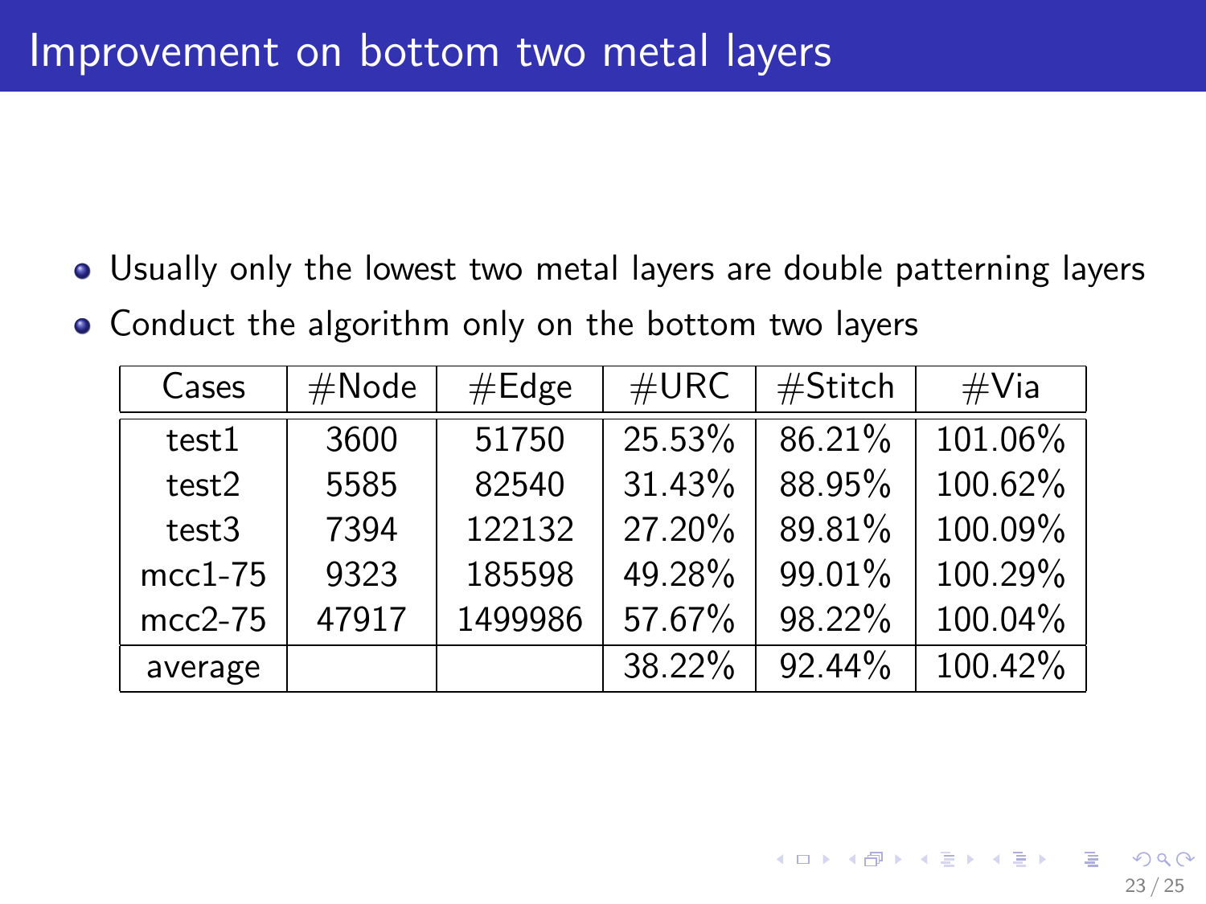# Improvement on bottom two metal layers

- Usually only the lowest two metal layers are double patterning layers
- Conduct the algorithm only on the bottom two layers

| Cases | #Node | #Edge | #URC | #Stitch | #Via |
|---|---|---|---|---|---|
| test1 | 3600 | 51750 | 25.53% | 86.21% | 101.06% |
| test2 | 5585 | 82540 | 31.43% | 88.95% | 100.62% |
| test3 | 7394 | 122132 | 27.20% | 89.81% | 100.09% |
| mcc1-75 | 9323 | 185598 | 49.28% | 99.01% | 100.29% |
| mcc2-75 | 47917 | 1499986 | 57.67% | 98.22% | 100.04% |
| average | | | 38.22% | 92.44% | 100.42% |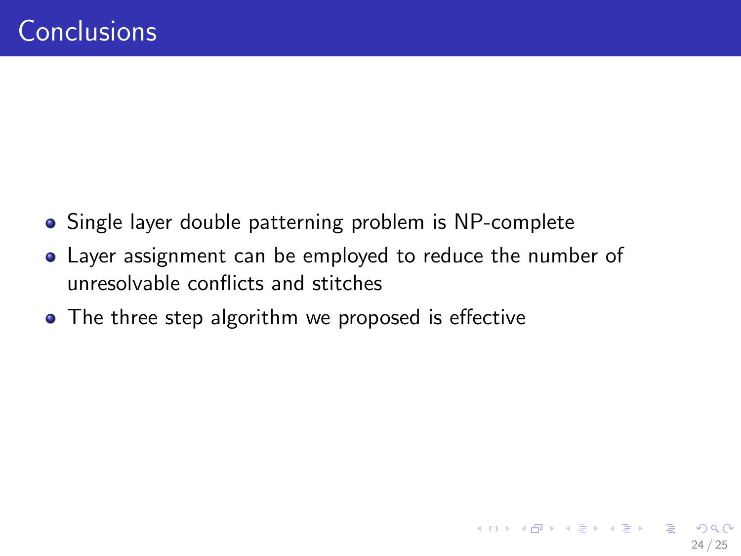# Conclusions

- Single layer double patterning problem is NP-complete
- Layer assignment can be employed to reduce the number of unresolvable conflicts and stitches
- The three step algorithm we proposed is effective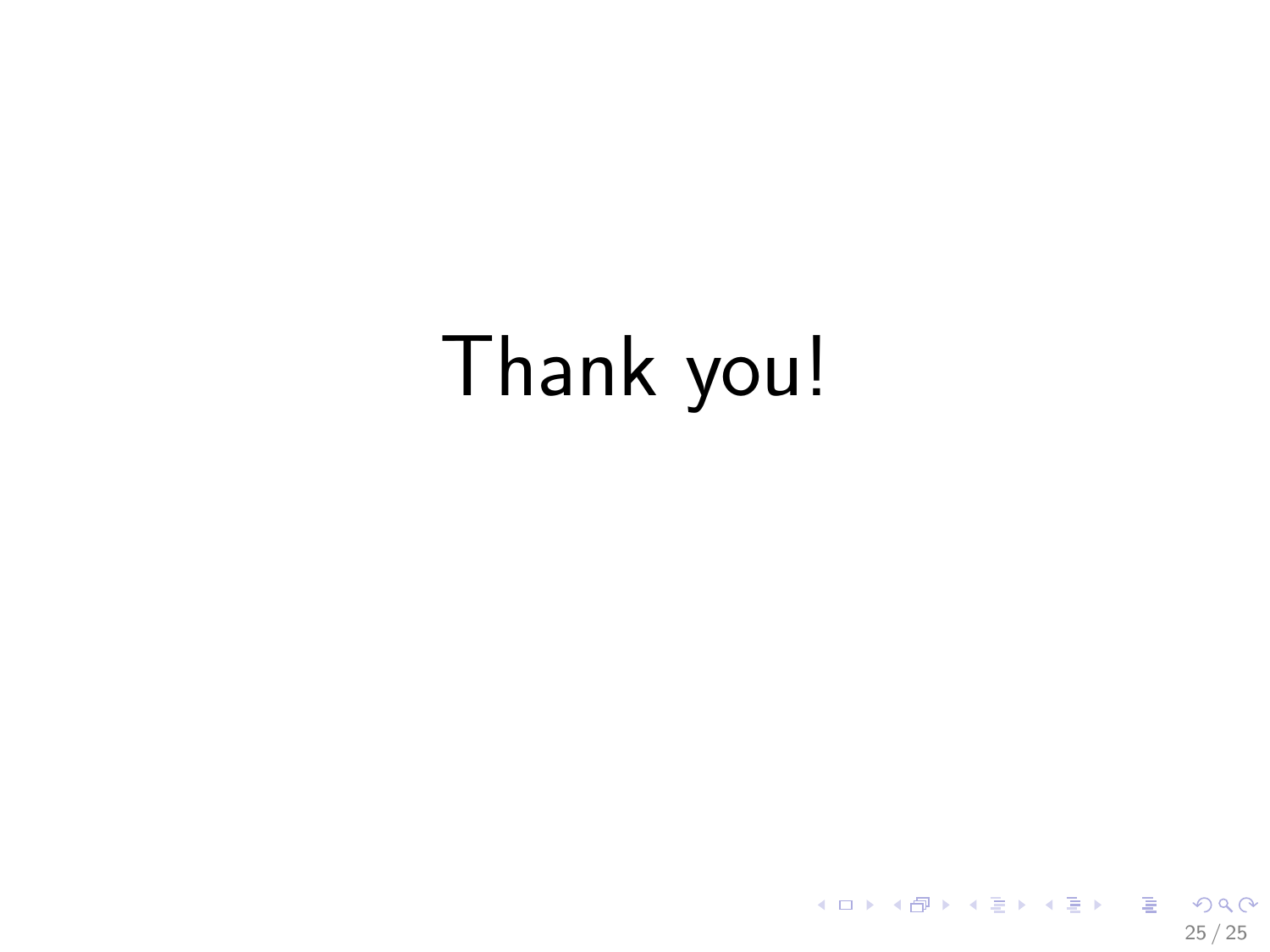# Thank you!